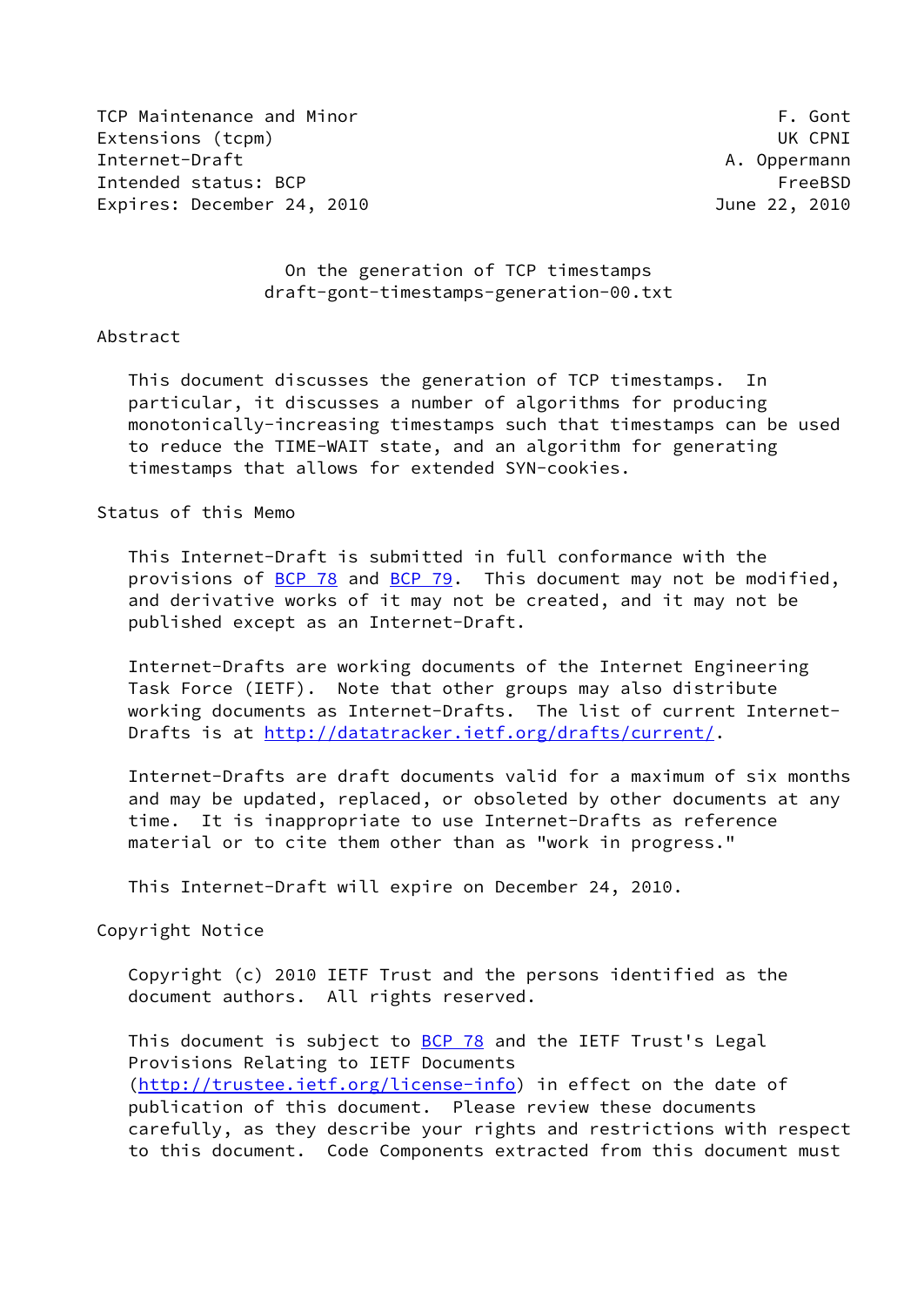TCP Maintenance and Minor Extensions (tcpm)
Internet-Draft
Intended status: BCP
Expires: December 24, 2010

F. Gont
UK CPNI
A. Oppermann
FreeBSD
June 22, 2010

# On the generation of TCP timestamps
draft-gont-timestamps-generation-00.txt

## Abstract

This document discusses the generation of TCP timestamps. In particular, it discusses a number of algorithms for producing monotonically-increasing timestamps such that timestamps can be used to reduce the TIME-WAIT state, and an algorithm for generating timestamps that allows for extended SYN-cookies.

## Status of this Memo

This Internet-Draft is submitted in full conformance with the provisions of BCP 78 and BCP 79. This document may not be modified, and derivative works of it may not be created, and it may not be published except as an Internet-Draft.

Internet-Drafts are working documents of the Internet Engineering Task Force (IETF). Note that other groups may also distribute working documents as Internet-Drafts. The list of current Internet-Drafts is at http://datatracker.ietf.org/drafts/current/.

Internet-Drafts are draft documents valid for a maximum of six months and may be updated, replaced, or obsoleted by other documents at any time. It is inappropriate to use Internet-Drafts as reference material or to cite them other than as "work in progress."

This Internet-Draft will expire on December 24, 2010.

## Copyright Notice

Copyright (c) 2010 IETF Trust and the persons identified as the document authors. All rights reserved.

This document is subject to BCP 78 and the IETF Trust's Legal Provisions Relating to IETF Documents (http://trustee.ietf.org/license-info) in effect on the date of publication of this document. Please review these documents carefully, as they describe your rights and restrictions with respect to this document. Code Components extracted from this document must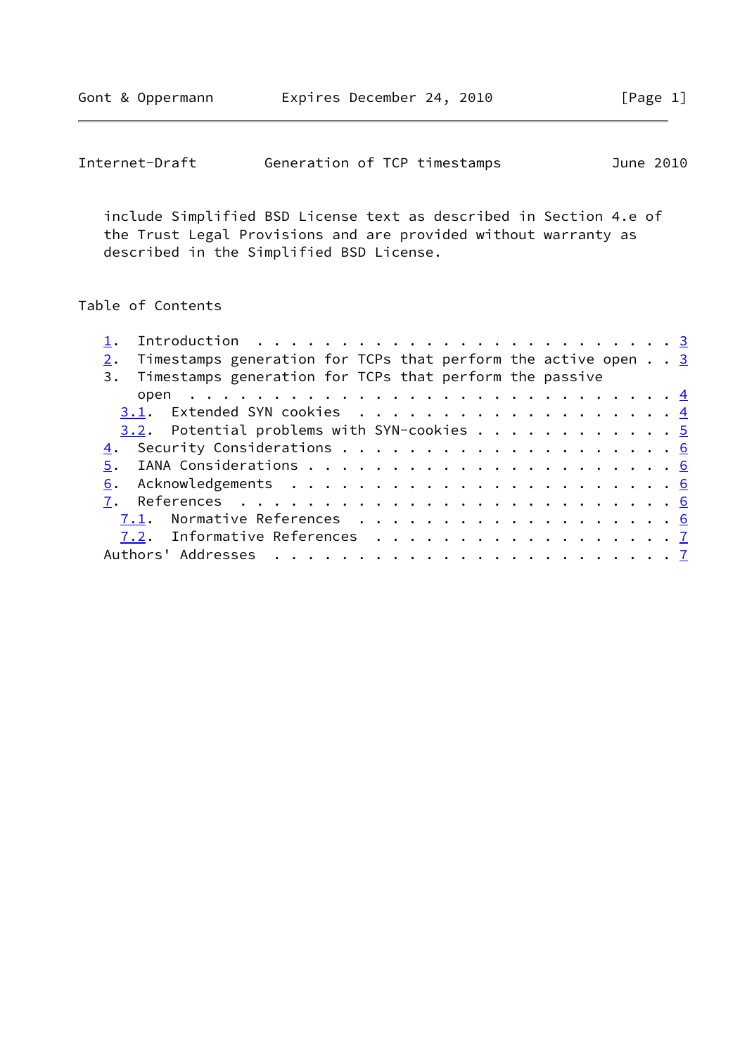include Simplified BSD License text as described in Section 4.e of the Trust Legal Provisions and are provided without warranty as described in the Simplified BSD License.

## Table of Contents

1. Introduction . . . . . . . . . . . . . . . . . . . . . . . . . 3
2. Timestamps generation for TCPs that perform the active open . . 3
3. Timestamps generation for TCPs that perform the passive open . . . . . . . . . . . . . . . . . . . . . . . . . . . . . 4
   3.1. Extended SYN cookies . . . . . . . . . . . . . . . . . . . 4
   3.2. Potential problems with SYN-cookies . . . . . . . . . . . . 5
4. Security Considerations . . . . . . . . . . . . . . . . . . . . 6
5. IANA Considerations . . . . . . . . . . . . . . . . . . . . . . 6
6. Acknowledgements . . . . . . . . . . . . . . . . . . . . . . . 6
7. References . . . . . . . . . . . . . . . . . . . . . . . . . . 6
   7.1. Normative References . . . . . . . . . . . . . . . . . . . 6
   7.2. Informative References . . . . . . . . . . . . . . . . . . 7

Authors' Addresses . . . . . . . . . . . . . . . . . . . . . . . . 7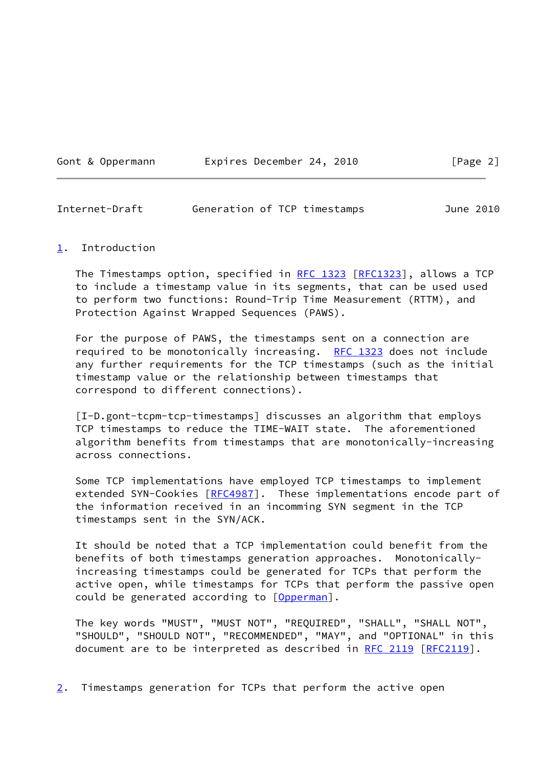## 1. Introduction

The Timestamps option, specified in RFC 1323 [RFC1323], allows a TCP to include a timestamp value in its segments, that can be used used to perform two functions: Round-Trip Time Measurement (RTTM), and Protection Against Wrapped Sequences (PAWS).

For the purpose of PAWS, the timestamps sent on a connection are required to be monotonically increasing. RFC 1323 does not include any further requirements for the TCP timestamps (such as the initial timestamp value or the relationship between timestamps that correspond to different connections).

[I-D.gont-tcpm-tcp-timestamps] discusses an algorithm that employs TCP timestamps to reduce the TIME-WAIT state. The aforementioned algorithm benefits from timestamps that are monotonically-increasing across connections.

Some TCP implementations have employed TCP timestamps to implement extended SYN-Cookies [RFC4987]. These implementations encode part of the information received in an incomming SYN segment in the TCP timestamps sent in the SYN/ACK.

It should be noted that a TCP implementation could benefit from the benefits of both timestamps generation approaches. Monotonically-increasing timestamps could be generated for TCPs that perform the active open, while timestamps for TCPs that perform the passive open could be generated according to [Opperman].

The key words "MUST", "MUST NOT", "REQUIRED", "SHALL", "SHALL NOT", "SHOULD", "SHOULD NOT", "RECOMMENDED", "MAY", and "OPTIONAL" in this document are to be interpreted as described in RFC 2119 [RFC2119].

## 2. Timestamps generation for TCPs that perform the active open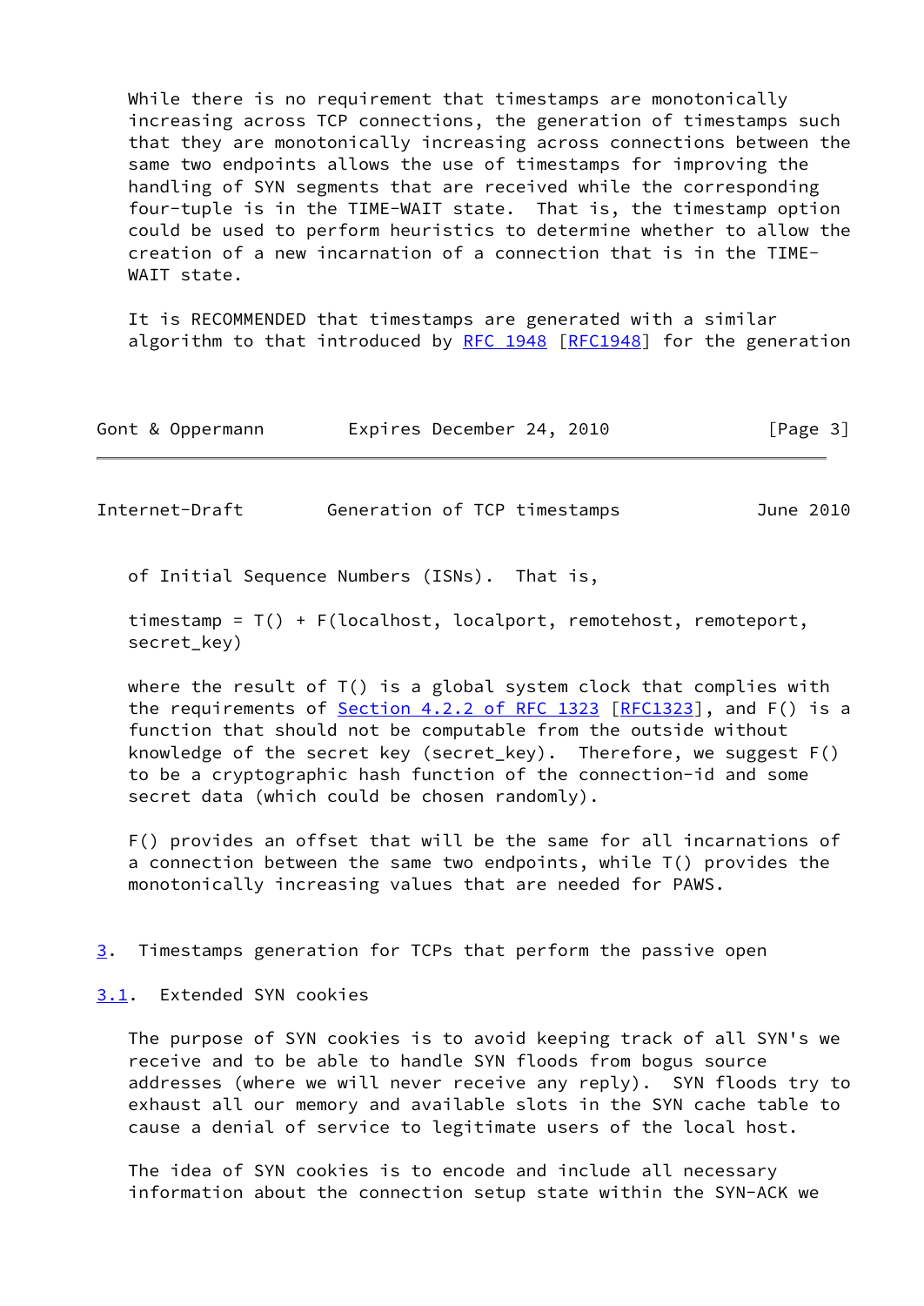While there is no requirement that timestamps are monotonically increasing across TCP connections, the generation of timestamps such that they are monotonically increasing across connections between the same two endpoints allows the use of timestamps for improving the handling of SYN segments that are received while the corresponding four-tuple is in the TIME-WAIT state. That is, the timestamp option could be used to perform heuristics to determine whether to allow the creation of a new incarnation of a connection that is in the TIME-WAIT state.

It is RECOMMENDED that timestamps are generated with a similar algorithm to that introduced by RFC 1948 [RFC1948] for the generation of Initial Sequence Numbers (ISNs). That is,

timestamp = T() + F(localhost, localport, remotehost, remoteport, secret_key)

where the result of T() is a global system clock that complies with the requirements of Section 4.2.2 of RFC 1323 [RFC1323], and F() is a function that should not be computable from the outside without knowledge of the secret key (secret_key). Therefore, we suggest F() to be a cryptographic hash function of the connection-id and some secret data (which could be chosen randomly).

F() provides an offset that will be the same for all incarnations of a connection between the same two endpoints, while T() provides the monotonically increasing values that are needed for PAWS.

## 3. Timestamps generation for TCPs that perform the passive open

### 3.1. Extended SYN cookies

The purpose of SYN cookies is to avoid keeping track of all SYN's we receive and to be able to handle SYN floods from bogus source addresses (where we will never receive any reply). SYN floods try to exhaust all our memory and available slots in the SYN cache table to cause a denial of service to legitimate users of the local host.

The idea of SYN cookies is to encode and include all necessary information about the connection setup state within the SYN-ACK we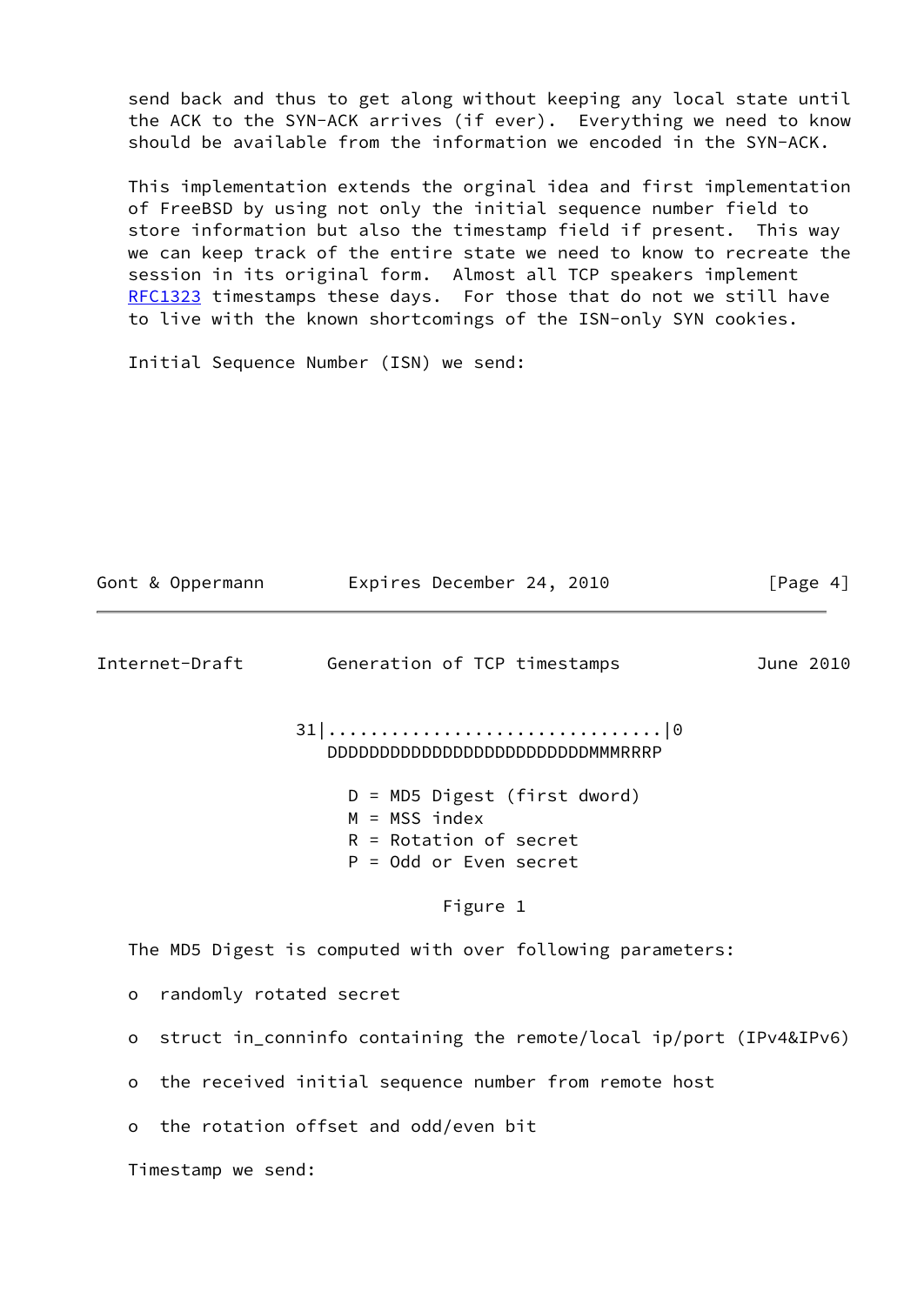send back and thus to get along without keeping any local state until the ACK to the SYN-ACK arrives (if ever). Everything we need to know should be available from the information we encoded in the SYN-ACK.

This implementation extends the orginal idea and first implementation of FreeBSD by using not only the initial sequence number field to store information but also the timestamp field if present. This way we can keep track of the entire state we need to know to recreate the session in its original form. Almost all TCP speakers implement RFC1323 timestamps these days. For those that do not we still have to live with the known shortcomings of the ISN-only SYN cookies.

Initial Sequence Number (ISN) we send:

```
                 31|................................|0
                    DDDDDDDDDDDDDDDDDDDDDDDDDDMMMRRRP

                      D = MD5 Digest (first dword)
                      M = MSS index
                      R = Rotation of secret
                      P = Odd or Even secret
```

Figure 1

The MD5 Digest is computed with over following parameters:

- randomly rotated secret
- struct in_conninfo containing the remote/local ip/port (IPv4&IPv6)
- the received initial sequence number from remote host
- the rotation offset and odd/even bit

Timestamp we send: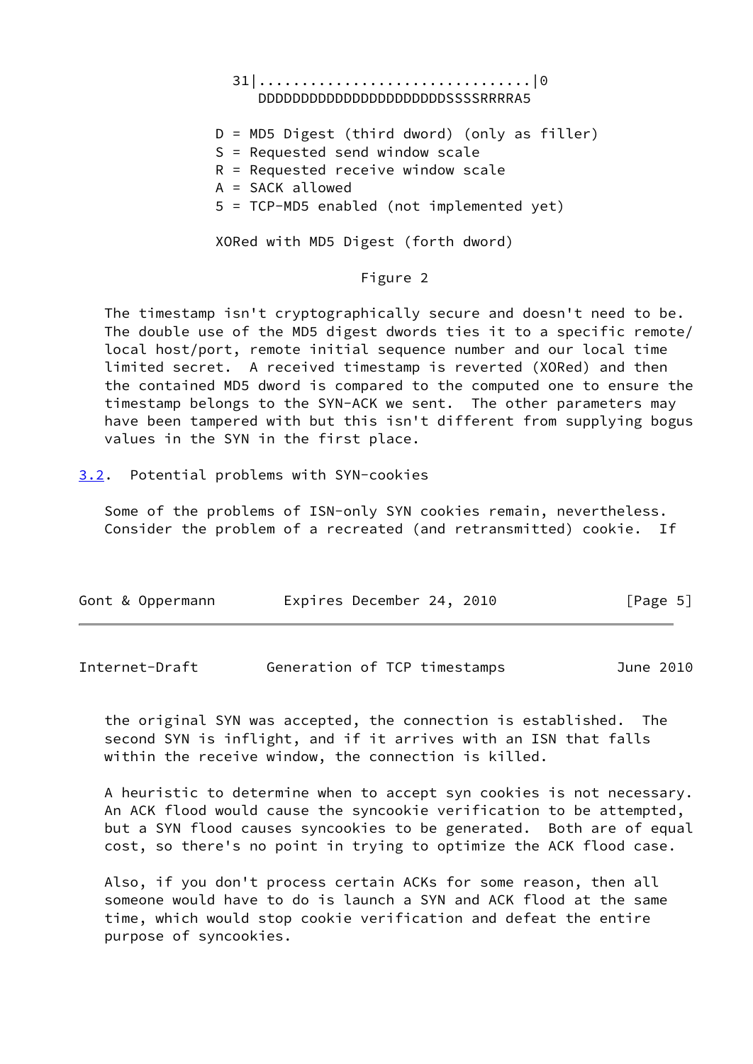```
31|................................|0
   DDDDDDDDDDDDDDDDDDDDDDDDSSSSRRRRA5

D = MD5 Digest (third dword) (only as filler)
S = Requested send window scale
R = Requested receive window scale
A = SACK allowed
5 = TCP-MD5 enabled (not implemented yet)

XORed with MD5 Digest (forth dword)
```

Figure 2

The timestamp isn't cryptographically secure and doesn't need to be. The double use of the MD5 digest dwords ties it to a specific remote/local host/port, remote initial sequence number and our local time limited secret. A received timestamp is reverted (XORed) and then the contained MD5 dword is compared to the computed one to ensure the timestamp belongs to the SYN-ACK we sent. The other parameters may have been tampered with but this isn't different from supplying bogus values in the SYN in the first place.

## 3.2. Potential problems with SYN-cookies

Some of the problems of ISN-only SYN cookies remain, nevertheless. Consider the problem of a recreated (and retransmitted) cookie. If the original SYN was accepted, the connection is established. The second SYN is inflight, and if it arrives with an ISN that falls within the receive window, the connection is killed.

A heuristic to determine when to accept syn cookies is not necessary. An ACK flood would cause the syncookie verification to be attempted, but a SYN flood causes syncookies to be generated. Both are of equal cost, so there's no point in trying to optimize the ACK flood case.

Also, if you don't process certain ACKs for some reason, then all someone would have to do is launch a SYN and ACK flood at the same time, which would stop cookie verification and defeat the entire purpose of syncookies.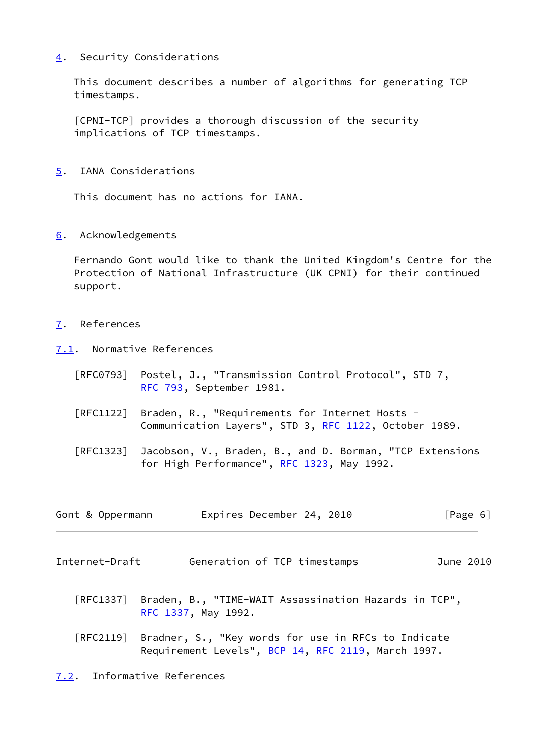## 4. Security Considerations

This document describes a number of algorithms for generating TCP timestamps.

[CPNI-TCP] provides a thorough discussion of the security implications of TCP timestamps.

## 5. IANA Considerations

This document has no actions for IANA.

## 6. Acknowledgements

Fernando Gont would like to thank the United Kingdom's Centre for the Protection of National Infrastructure (UK CPNI) for their continued support.

## 7. References

### 7.1. Normative References

[RFC0793] Postel, J., "Transmission Control Protocol", STD 7, RFC 793, September 1981.

[RFC1122] Braden, R., "Requirements for Internet Hosts - Communication Layers", STD 3, RFC 1122, October 1989.

[RFC1323] Jacobson, V., Braden, B., and D. Borman, "TCP Extensions for High Performance", RFC 1323, May 1992.

[RFC1337] Braden, B., "TIME-WAIT Assassination Hazards in TCP", RFC 1337, May 1992.

[RFC2119] Bradner, S., "Key words for use in RFCs to Indicate Requirement Levels", BCP 14, RFC 2119, March 1997.

### 7.2. Informative References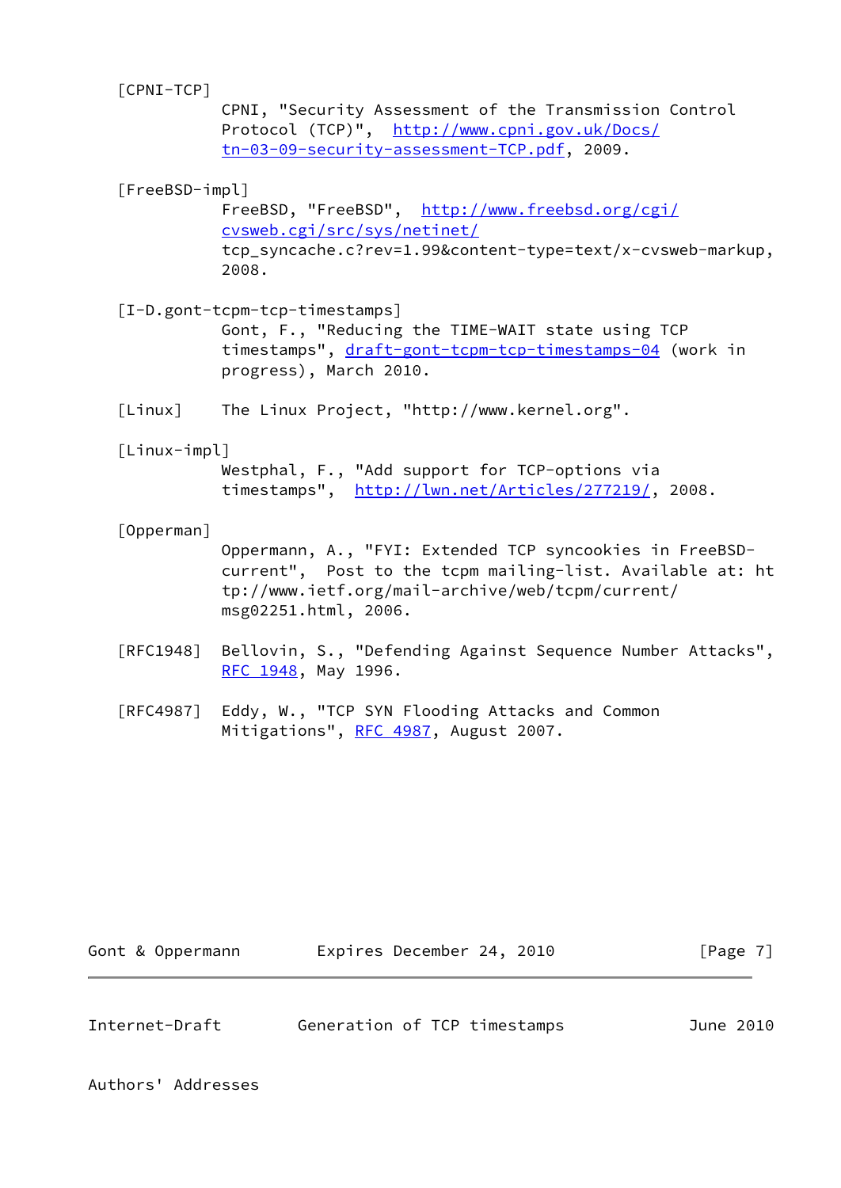[CPNI-TCP]
CPNI, "Security Assessment of the Transmission Control Protocol (TCP)", http://www.cpni.gov.uk/Docs/tn-03-09-security-assessment-TCP.pdf, 2009.

[FreeBSD-impl]
FreeBSD, "FreeBSD", http://www.freebsd.org/cgi/cvsweb.cgi/src/sys/netinet/tcp_syncache.c?rev=1.99&content-type=text/x-cvsweb-markup, 2008.

[I-D.gont-tcpm-tcp-timestamps]
Gont, F., "Reducing the TIME-WAIT state using TCP timestamps", draft-gont-tcpm-tcp-timestamps-04 (work in progress), March 2010.

[Linux] The Linux Project, "http://www.kernel.org".

[Linux-impl]
Westphal, F., "Add support for TCP-options via timestamps", http://lwn.net/Articles/277219/, 2008.

[Opperman]
Oppermann, A., "FYI: Extended TCP syncookies in FreeBSD-current", Post to the tcpm mailing-list. Available at: http://www.ietf.org/mail-archive/web/tcpm/current/msg02251.html, 2006.

[RFC1948] Bellovin, S., "Defending Against Sequence Number Attacks", RFC 1948, May 1996.

[RFC4987] Eddy, W., "TCP SYN Flooding Attacks and Common Mitigations", RFC 4987, August 2007.

## Authors' Addresses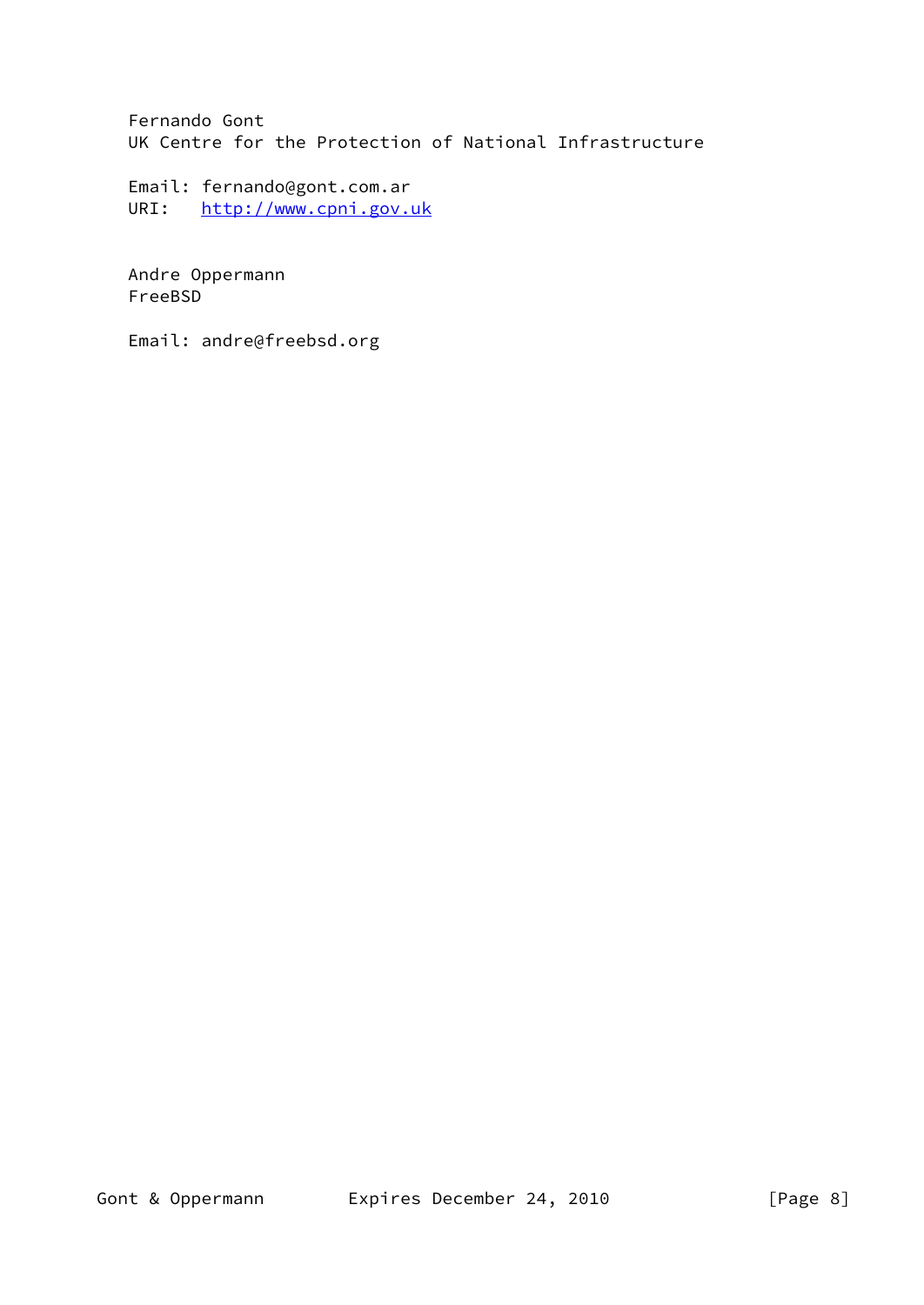Fernando Gont
UK Centre for the Protection of National Infrastructure

Email: fernando@gont.com.ar
URI: http://www.cpni.gov.uk

Andre Oppermann
FreeBSD

Email: andre@freebsd.org